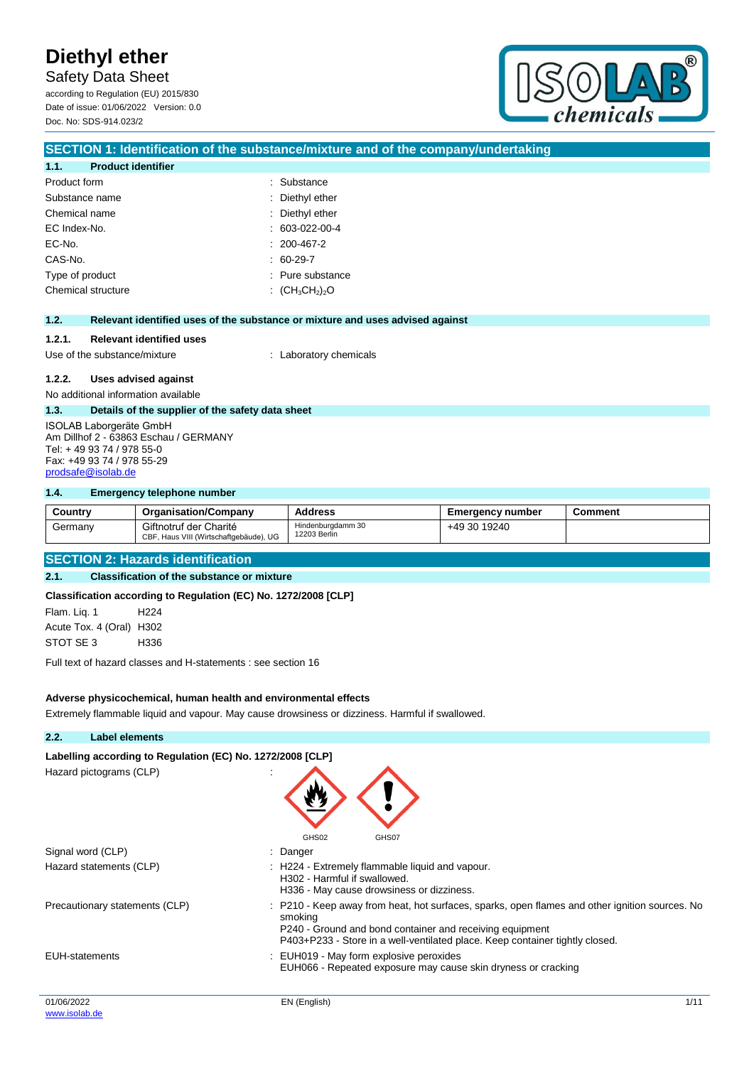# Diethyl ether

Safety Data Sheet

according to Regulation (EU) 2015/830
Date of issue: 01/06/2022 Version: 0.0
Doc. No: SDS-914.023/2

## SECTION 1: Identification of the substance/mixture and of the company/undertaking

### 1.1. Product identifier

| | |
|---|---|
| Product form | : Substance |
| Substance name | : Diethyl ether |
| Chemical name | : Diethyl ether |
| EC Index-No. | : 603-022-00-4 |
| EC-No. | : 200-467-2 |
| CAS-No. | : 60-29-7 |
| Type of product | : Pure substance |
| Chemical structure | : $(CH_3CH_2)_2O$ |

### 1.2. Relevant identified uses of the substance or mixture and uses advised against

#### 1.2.1. Relevant identified uses

Use of the substance/mixture : Laboratory chemicals

#### 1.2.2. Uses advised against

No additional information available

### 1.3. Details of the supplier of the safety data sheet

ISOLAB Laborgeräte GmbH
Am Dillhof 2 - 63863 Eschau / GERMANY
Tel: + 49 93 74 / 978 55-0
Fax: +49 93 74 / 978 55-29
prodsafe@isolab.de

### 1.4. Emergency telephone number

| Country | Organisation/Company | Address | Emergency number | Comment |
|---|---|---|---|---|
| Germany | Giftnotruf der Charité<br>CBF, Haus VIII (Wirtschaftgebäude), UG | Hindenburgdamm 30<br>12203 Berlin | +49 30 19240 | |

## SECTION 2: Hazards identification

### 2.1. Classification of the substance or mixture

**Classification according to Regulation (EC) No. 1272/2008 [CLP]**

| | |
|---|---|
| Flam. Liq. 1 | H224 |
| Acute Tox. 4 (Oral) | H302 |
| STOT SE 3 | H336 |

Full text of hazard classes and H-statements : see section 16

**Adverse physicochemical, human health and environmental effects**

Extremely flammable liquid and vapour. May cause drowsiness or dizziness. Harmful if swallowed.

### 2.2. Label elements

**Labelling according to Regulation (EC) No. 1272/2008 [CLP]**

Hazard pictograms (CLP) :

GHS02 GHS07

Signal word (CLP) : Danger

Hazard statements (CLP) :
H224 - Extremely flammable liquid and vapour.
H302 - Harmful if swallowed.
H336 - May cause drowsiness or dizziness.

Precautionary statements (CLP) :
P210 - Keep away from heat, hot surfaces, sparks, open flames and other ignition sources. No smoking
P240 - Ground and bond container and receiving equipment
P403+P233 - Store in a well-ventilated place. Keep container tightly closed.

EUH-statements :
EUH019 - May form explosive peroxides
EUH066 - Repeated exposure may cause skin dryness or cracking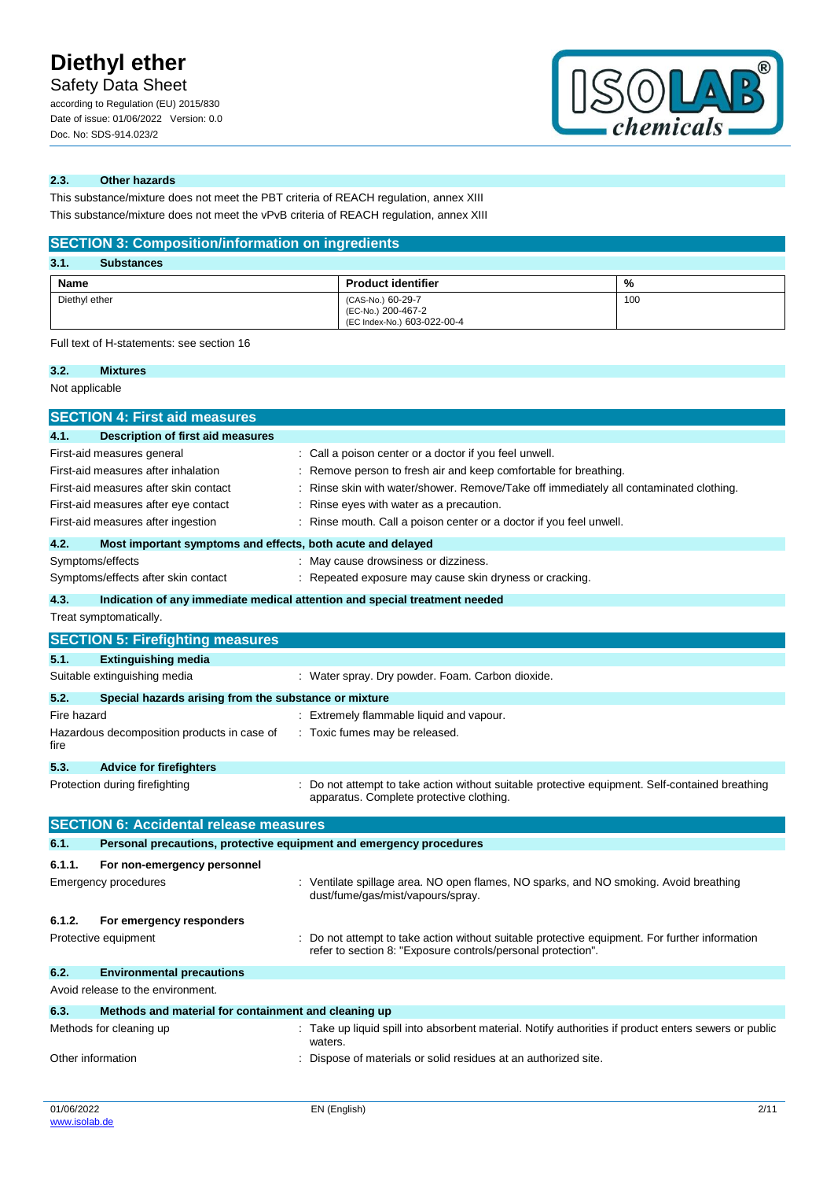### 2.3. Other hazards

This substance/mixture does not meet the PBT criteria of REACH regulation, annex XIII

This substance/mixture does not meet the vPvB criteria of REACH regulation, annex XIII

## SECTION 3: Composition/information on ingredients

### 3.1. Substances

| Name | Product identifier | % |
|---|---|---|
| Diethyl ether | (CAS-No.) 60-29-7<br>(EC-No.) 200-467-2<br>(EC Index-No.) 603-022-00-4 | 100 |

Full text of H-statements: see section 16

### 3.2. Mixtures

Not applicable

## SECTION 4: First aid measures

### 4.1. Description of first aid measures

First-aid measures general : Call a poison center or a doctor if you feel unwell.

First-aid measures after inhalation : Remove person to fresh air and keep comfortable for breathing.

First-aid measures after skin contact : Rinse skin with water/shower. Remove/Take off immediately all contaminated clothing.

First-aid measures after eye contact : Rinse eyes with water as a precaution.

First-aid measures after ingestion : Rinse mouth. Call a poison center or a doctor if you feel unwell.

### 4.2. Most important symptoms and effects, both acute and delayed

Symptoms/effects : May cause drowsiness or dizziness.

Symptoms/effects after skin contact : Repeated exposure may cause skin dryness or cracking.

### 4.3. Indication of any immediate medical attention and special treatment needed

Treat symptomatically.

## SECTION 5: Firefighting measures

### 5.1. Extinguishing media

Suitable extinguishing media : Water spray. Dry powder. Foam. Carbon dioxide.

### 5.2. Special hazards arising from the substance or mixture

Fire hazard : Extremely flammable liquid and vapour.

Hazardous decomposition products in case of fire : Toxic fumes may be released.

### 5.3. Advice for firefighters

Protection during firefighting : Do not attempt to take action without suitable protective equipment. Self-contained breathing apparatus. Complete protective clothing.

## SECTION 6: Accidental release measures

### 6.1. Personal precautions, protective equipment and emergency procedures

#### 6.1.1. For non-emergency personnel

Emergency procedures : Ventilate spillage area. NO open flames, NO sparks, and NO smoking. Avoid breathing dust/fume/gas/mist/vapours/spray.

#### 6.1.2. For emergency responders

Protective equipment : Do not attempt to take action without suitable protective equipment. For further information refer to section 8: "Exposure controls/personal protection".

### 6.2. Environmental precautions

Avoid release to the environment.

### 6.3. Methods and material for containment and cleaning up

Methods for cleaning up : Take up liquid spill into absorbent material. Notify authorities if product enters sewers or public waters.

Other information : Dispose of materials or solid residues at an authorized site.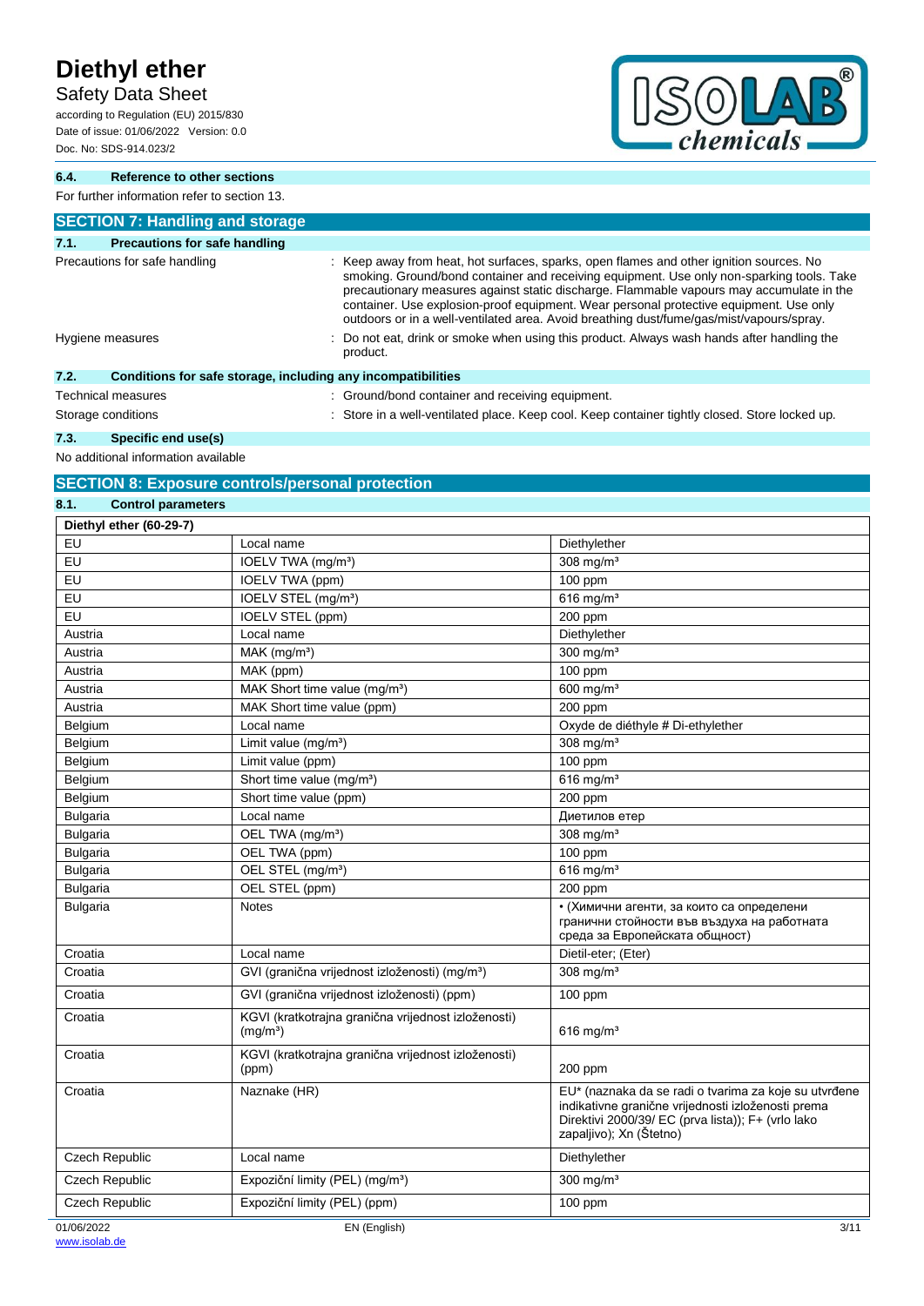### 6.4. Reference to other sections

For further information refer to section 13.

## SECTION 7: Handling and storage

### 7.1. Precautions for safe handling

Precautions for safe handling : Keep away from heat, hot surfaces, sparks, open flames and other ignition sources. No smoking. Ground/bond container and receiving equipment. Use only non-sparking tools. Take precautionary measures against static discharge. Flammable vapours may accumulate in the container. Use explosion-proof equipment. Wear personal protective equipment. Use only outdoors or in a well-ventilated area. Avoid breathing dust/fume/gas/mist/vapours/spray.

Hygiene measures : Do not eat, drink or smoke when using this product. Always wash hands after handling the product.

### 7.2. Conditions for safe storage, including any incompatibilities

Technical measures : Ground/bond container and receiving equipment.

Storage conditions : Store in a well-ventilated place. Keep cool. Keep container tightly closed. Store locked up.

### 7.3. Specific end use(s)

No additional information available

## SECTION 8: Exposure controls/personal protection

### 8.1. Control parameters

| Diethyl ether (60-29-7) | | |
|---|---|---|
| EU | Local name | Diethylether |
| EU | IOELV TWA (mg/m³) | 308 mg/m³ |
| EU | IOELV TWA (ppm) | 100 ppm |
| EU | IOELV STEL (mg/m³) | 616 mg/m³ |
| EU | IOELV STEL (ppm) | 200 ppm |
| Austria | Local name | Diethylether |
| Austria | MAK (mg/m³) | 300 mg/m³ |
| Austria | MAK (ppm) | 100 ppm |
| Austria | MAK Short time value (mg/m³) | 600 mg/m³ |
| Austria | MAK Short time value (ppm) | 200 ppm |
| Belgium | Local name | Oxyde de diéthyle # Di-ethylether |
| Belgium | Limit value (mg/m³) | 308 mg/m³ |
| Belgium | Limit value (ppm) | 100 ppm |
| Belgium | Short time value (mg/m³) | 616 mg/m³ |
| Belgium | Short time value (ppm) | 200 ppm |
| Bulgaria | Local name | Диетилов етер |
| Bulgaria | OEL TWA (mg/m³) | 308 mg/m³ |
| Bulgaria | OEL TWA (ppm) | 100 ppm |
| Bulgaria | OEL STEL (mg/m³) | 616 mg/m³ |
| Bulgaria | OEL STEL (ppm) | 200 ppm |
| Bulgaria | Notes | • (Химични агенти, за които са определени гранични стойности във въздуха на работната среда за Европейската общност) |
| Croatia | Local name | Dietil-eter; (Eter) |
| Croatia | GVI (granična vrijednost izloženosti) (mg/m³) | 308 mg/m³ |
| Croatia | GVI (granična vrijednost izloženosti) (ppm) | 100 ppm |
| Croatia | KGVI (kratkotrajna granična vrijednost izloženosti) (mg/m³) | 616 mg/m³ |
| Croatia | KGVI (kratkotrajna granična vrijednost izloženosti) (ppm) | 200 ppm |
| Croatia | Naznake (HR) | EU* (naznaka da se radi o tvarima za koje su utvrđene indikativne granične vrijednosti izloženosti prema Direktivi 2000/39/ EC (prva lista)); F+ (vrlo lako zapaljivo); Xn (Štetno) |
| Czech Republic | Local name | Diethylether |
| Czech Republic | Expoziční limity (PEL) (mg/m³) | 300 mg/m³ |
| Czech Republic | Expoziční limity (PEL) (ppm) | 100 ppm |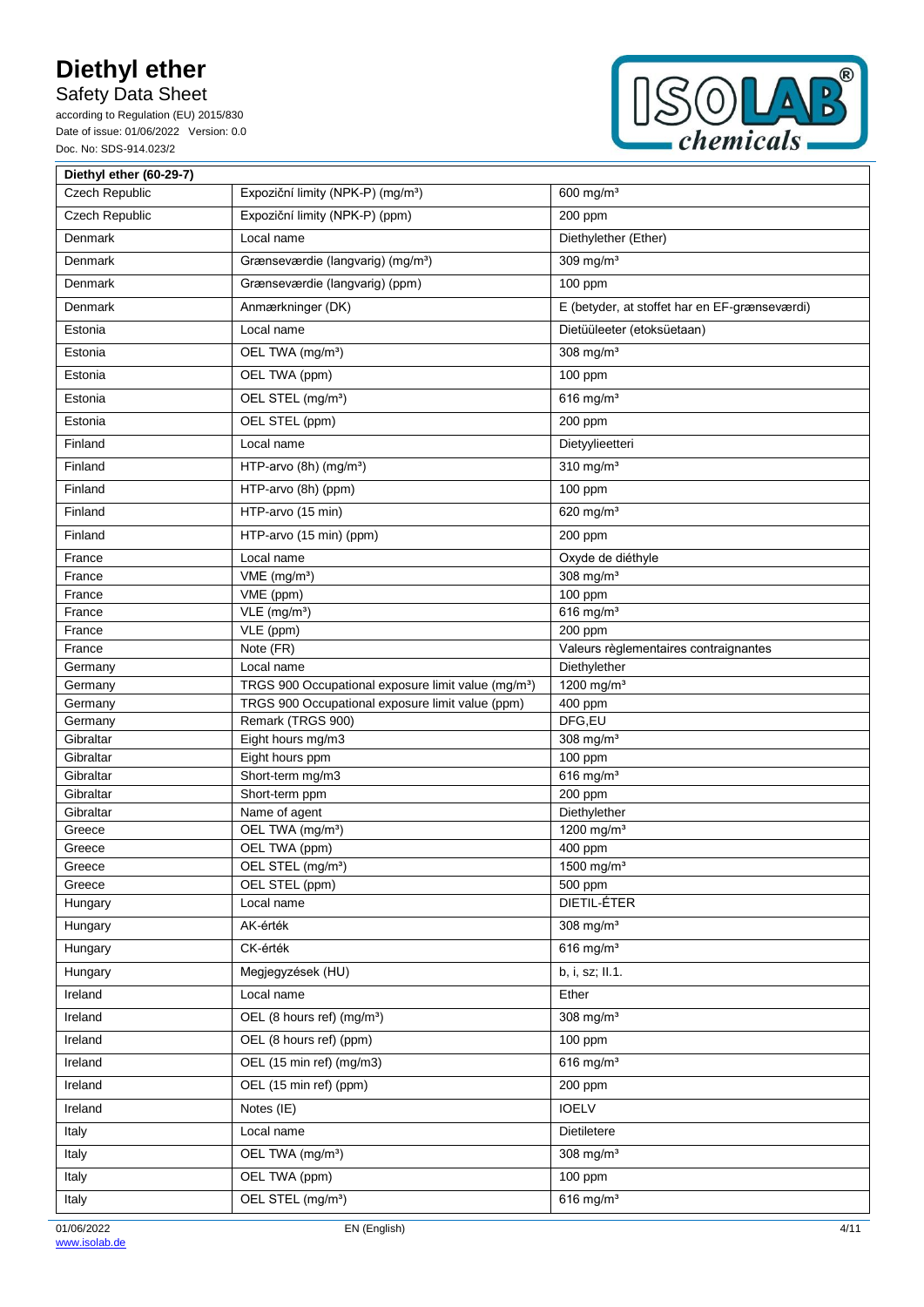| Diethyl ether (60-29-7) | | |
|---|---|---|
| Czech Republic | Expoziční limity (NPK-P) (mg/m³) | 600 mg/m³ |
| Czech Republic | Expoziční limity (NPK-P) (ppm) | 200 ppm |
| Denmark | Local name | Diethylether (Ether) |
| Denmark | Grænseværdie (langvarig) (mg/m³) | 309 mg/m³ |
| Denmark | Grænseværdie (langvarig) (ppm) | 100 ppm |
| Denmark | Anmærkninger (DK) | E (betyder, at stoffet har en EF-grænseværdi) |
| Estonia | Local name | Dietüüleeter (etoksüetaan) |
| Estonia | OEL TWA (mg/m³) | 308 mg/m³ |
| Estonia | OEL TWA (ppm) | 100 ppm |
| Estonia | OEL STEL (mg/m³) | 616 mg/m³ |
| Estonia | OEL STEL (ppm) | 200 ppm |
| Finland | Local name | Dietyylieetteri |
| Finland | HTP-arvo (8h) (mg/m³) | 310 mg/m³ |
| Finland | HTP-arvo (8h) (ppm) | 100 ppm |
| Finland | HTP-arvo (15 min) | 620 mg/m³ |
| Finland | HTP-arvo (15 min) (ppm) | 200 ppm |
| France | Local name | Oxyde de diéthyle |
| France | VME (mg/m³) | 308 mg/m³ |
| France | VME (ppm) | 100 ppm |
| France | VLE (mg/m³) | 616 mg/m³ |
| France | VLE (ppm) | 200 ppm |
| France | Note (FR) | Valeurs règlementaires contraignantes |
| Germany | Local name | Diethylether |
| Germany | TRGS 900 Occupational exposure limit value (mg/m³) | 1200 mg/m³ |
| Germany | TRGS 900 Occupational exposure limit value (ppm) | 400 ppm |
| Germany | Remark (TRGS 900) | DFG,EU |
| Gibraltar | Eight hours mg/m3 | 308 mg/m³ |
| Gibraltar | Eight hours ppm | 100 ppm |
| Gibraltar | Short-term mg/m3 | 616 mg/m³ |
| Gibraltar | Short-term ppm | 200 ppm |
| Gibraltar | Name of agent | Diethylether |
| Greece | OEL TWA (mg/m³) | 1200 mg/m³ |
| Greece | OEL TWA (ppm) | 400 ppm |
| Greece | OEL STEL (mg/m³) | 1500 mg/m³ |
| Greece | OEL STEL (ppm) | 500 ppm |
| Hungary | Local name | DIETIL-ÉTER |
| Hungary | AK-érték | 308 mg/m³ |
| Hungary | CK-érték | 616 mg/m³ |
| Hungary | Megjegyzések (HU) | b, i, sz; II.1. |
| Ireland | Local name | Ether |
| Ireland | OEL (8 hours ref) (mg/m³) | 308 mg/m³ |
| Ireland | OEL (8 hours ref) (ppm) | 100 ppm |
| Ireland | OEL (15 min ref) (mg/m3) | 616 mg/m³ |
| Ireland | OEL (15 min ref) (ppm) | 200 ppm |
| Ireland | Notes (IE) | IOELV |
| Italy | Local name | Dietiletere |
| Italy | OEL TWA (mg/m³) | 308 mg/m³ |
| Italy | OEL TWA (ppm) | 100 ppm |
| Italy | OEL STEL (mg/m³) | 616 mg/m³ |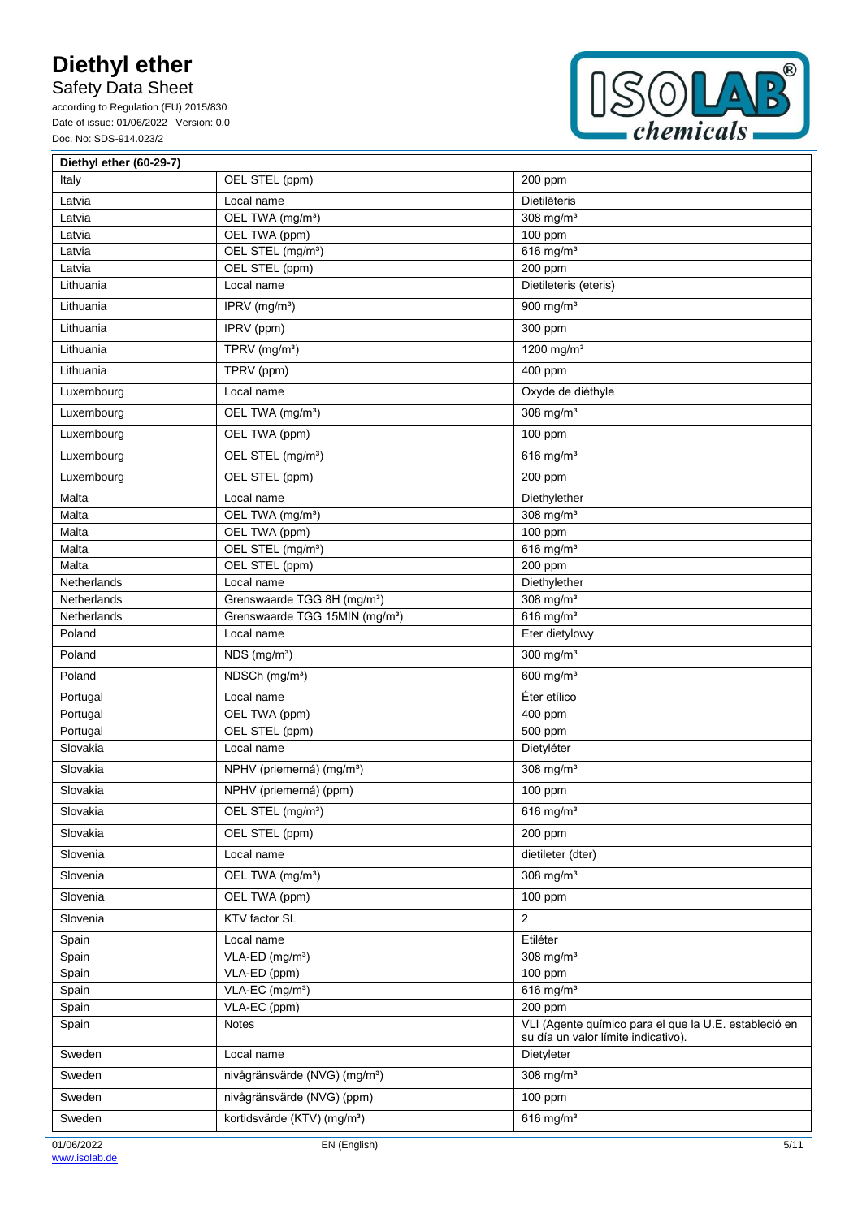| Diethyl ether (60-29-7) | | |
|---|---|---|
| Italy | OEL STEL (ppm) | 200 ppm |
| Latvia | Local name | Dietilēteris |
| Latvia | OEL TWA (mg/m³) | 308 mg/m³ |
| Latvia | OEL TWA (ppm) | 100 ppm |
| Latvia | OEL STEL (mg/m³) | 616 mg/m³ |
| Latvia | OEL STEL (ppm) | 200 ppm |
| Lithuania | Local name | Dietileteris (eteris) |
| Lithuania | IPRV (mg/m³) | 900 mg/m³ |
| Lithuania | IPRV (ppm) | 300 ppm |
| Lithuania | TPRV (mg/m³) | 1200 mg/m³ |
| Lithuania | TPRV (ppm) | 400 ppm |
| Luxembourg | Local name | Oxyde de diéthyle |
| Luxembourg | OEL TWA (mg/m³) | 308 mg/m³ |
| Luxembourg | OEL TWA (ppm) | 100 ppm |
| Luxembourg | OEL STEL (mg/m³) | 616 mg/m³ |
| Luxembourg | OEL STEL (ppm) | 200 ppm |
| Malta | Local name | Diethylether |
| Malta | OEL TWA (mg/m³) | 308 mg/m³ |
| Malta | OEL TWA (ppm) | 100 ppm |
| Malta | OEL STEL (mg/m³) | 616 mg/m³ |
| Malta | OEL STEL (ppm) | 200 ppm |
| Netherlands | Local name | Diethylether |
| Netherlands | Grenswaarde TGG 8H (mg/m³) | 308 mg/m³ |
| Netherlands | Grenswaarde TGG 15MIN (mg/m³) | 616 mg/m³ |
| Poland | Local name | Eter dietylowy |
| Poland | NDS (mg/m³) | 300 mg/m³ |
| Poland | NDSCh (mg/m³) | 600 mg/m³ |
| Portugal | Local name | Éter etílico |
| Portugal | OEL TWA (ppm) | 400 ppm |
| Portugal | OEL STEL (ppm) | 500 ppm |
| Slovakia | Local name | Dietyléter |
| Slovakia | NPHV (priemerná) (mg/m³) | 308 mg/m³ |
| Slovakia | NPHV (priemerná) (ppm) | 100 ppm |
| Slovakia | OEL STEL (mg/m³) | 616 mg/m³ |
| Slovakia | OEL STEL (ppm) | 200 ppm |
| Slovenia | Local name | dietileter (dter) |
| Slovenia | OEL TWA (mg/m³) | 308 mg/m³ |
| Slovenia | OEL TWA (ppm) | 100 ppm |
| Slovenia | KTV factor SL | 2 |
| Spain | Local name | Etiléter |
| Spain | VLA-ED (mg/m³) | 308 mg/m³ |
| Spain | VLA-ED (ppm) | 100 ppm |
| Spain | VLA-EC (mg/m³) | 616 mg/m³ |
| Spain | VLA-EC (ppm) | 200 ppm |
| Spain | Notes | VLI (Agente químico para el que la U.E. estableció en su día un valor límite indicativo). |
| Sweden | Local name | Dietyleter |
| Sweden | nivågränsvärde (NVG) (mg/m³) | 308 mg/m³ |
| Sweden | nivågränsvärde (NVG) (ppm) | 100 ppm |
| Sweden | kortidsvärde (KTV) (mg/m³) | 616 mg/m³ |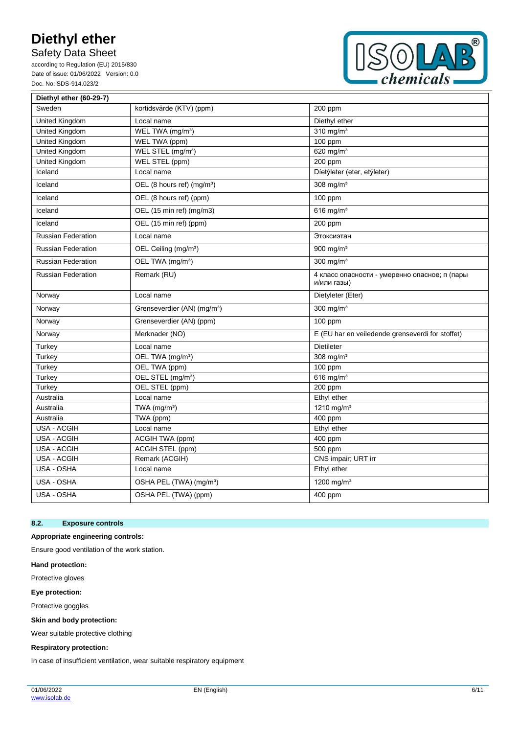| Diethyl ether (60-29-7) | | |
|---|---|---|
| Sweden | kortidsvärde (KTV) (ppm) | 200 ppm |
| United Kingdom | Local name | Diethyl ether |
| United Kingdom | WEL TWA (mg/m³) | 310 mg/m³ |
| United Kingdom | WEL TWA (ppm) | 100 ppm |
| United Kingdom | WEL STEL (mg/m³) | 620 mg/m³ |
| United Kingdom | WEL STEL (ppm) | 200 ppm |
| Iceland | Local name | Díetýleter (eter, etýleter) |
| Iceland | OEL (8 hours ref) (mg/m³) | 308 mg/m³ |
| Iceland | OEL (8 hours ref) (ppm) | 100 ppm |
| Iceland | OEL (15 min ref) (mg/m3) | 616 mg/m³ |
| Iceland | OEL (15 min ref) (ppm) | 200 ppm |
| Russian Federation | Local name | Этоксиэтан |
| Russian Federation | OEL Ceiling (mg/m³) | 900 mg/m³ |
| Russian Federation | OEL TWA (mg/m³) | 300 mg/m³ |
| Russian Federation | Remark (RU) | 4 класс опасности - умеренно опасное; п (пары и/или газы) |
| Norway | Local name | Dietyleter (Eter) |
| Norway | Grenseverdier (AN) (mg/m³) | 300 mg/m³ |
| Norway | Grenseverdier (AN) (ppm) | 100 ppm |
| Norway | Merknader (NO) | E (EU har en veiledende grenseverdi for stoffet) |
| Turkey | Local name | Dietileter |
| Turkey | OEL TWA (mg/m³) | 308 mg/m³ |
| Turkey | OEL TWA (ppm) | 100 ppm |
| Turkey | OEL STEL (mg/m³) | 616 mg/m³ |
| Turkey | OEL STEL (ppm) | 200 ppm |
| Australia | Local name | Ethyl ether |
| Australia | TWA (mg/m³) | 1210 mg/m³ |
| Australia | TWA (ppm) | 400 ppm |
| USA - ACGIH | Local name | Ethyl ether |
| USA - ACGIH | ACGIH TWA (ppm) | 400 ppm |
| USA - ACGIH | ACGIH STEL (ppm) | 500 ppm |
| USA - ACGIH | Remark (ACGIH) | CNS impair; URT irr |
| USA - OSHA | Local name | Ethyl ether |
| USA - OSHA | OSHA PEL (TWA) (mg/m³) | 1200 mg/m³ |
| USA - OSHA | OSHA PEL (TWA) (ppm) | 400 ppm |

## 8.2. Exposure controls

**Appropriate engineering controls:**

Ensure good ventilation of the work station.

**Hand protection:**

Protective gloves

**Eye protection:**

Protective goggles

**Skin and body protection:**

Wear suitable protective clothing

**Respiratory protection:**

In case of insufficient ventilation, wear suitable respiratory equipment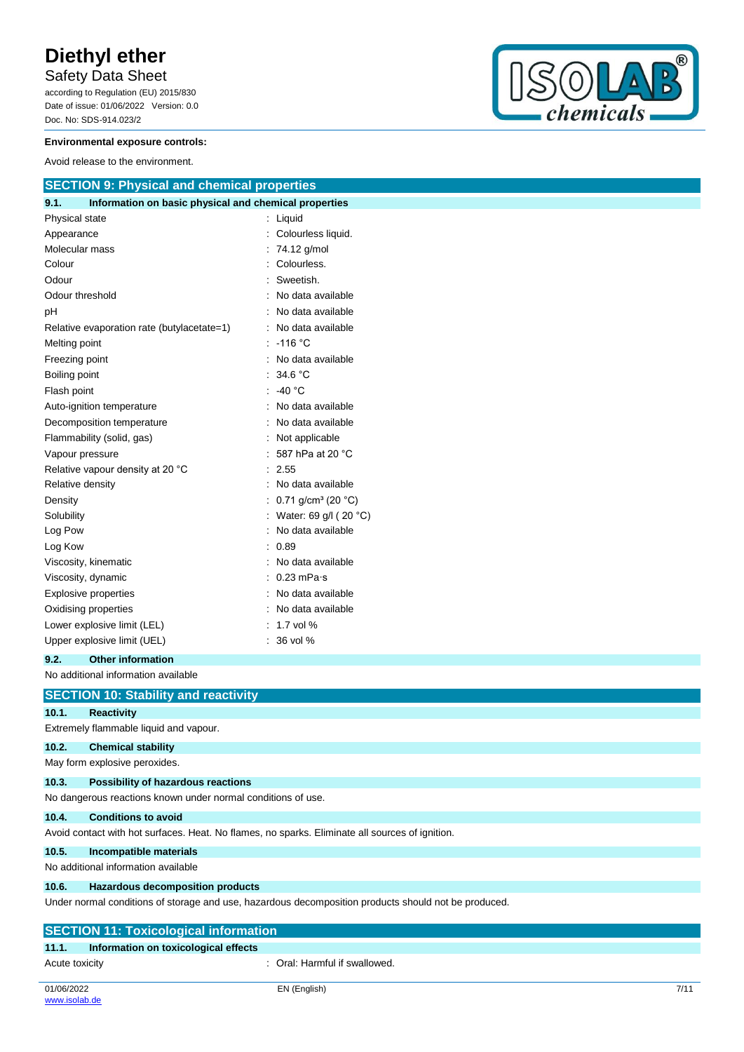**Environmental exposure controls:**

Avoid release to the environment.

## SECTION 9: Physical and chemical properties

### 9.1. Information on basic physical and chemical properties

| | |
|---|---|
| Physical state | : Liquid |
| Appearance | : Colourless liquid. |
| Molecular mass | : 74.12 g/mol |
| Colour | : Colourless. |
| Odour | : Sweetish. |
| Odour threshold | : No data available |
| pH | : No data available |
| Relative evaporation rate (butylacetate=1) | : No data available |
| Melting point | : -116 °C |
| Freezing point | : No data available |
| Boiling point | : 34.6 °C |
| Flash point | : -40 °C |
| Auto-ignition temperature | : No data available |
| Decomposition temperature | : No data available |
| Flammability (solid, gas) | : Not applicable |
| Vapour pressure | : 587 hPa at 20 °C |
| Relative vapour density at 20 °C | : 2.55 |
| Relative density | : No data available |
| Density | : 0.71 g/cm³ (20 °C) |
| Solubility | : Water: 69 g/l ( 20 °C) |
| Log Pow | : No data available |
| Log Kow | : 0.89 |
| Viscosity, kinematic | : No data available |
| Viscosity, dynamic | : 0.23 mPa·s |
| Explosive properties | : No data available |
| Oxidising properties | : No data available |
| Lower explosive limit (LEL) | : 1.7 vol % |
| Upper explosive limit (UEL) | : 36 vol % |

### 9.2. Other information

No additional information available

## SECTION 10: Stability and reactivity

### 10.1. Reactivity

Extremely flammable liquid and vapour.

### 10.2. Chemical stability

May form explosive peroxides.

### 10.3. Possibility of hazardous reactions

No dangerous reactions known under normal conditions of use.

### 10.4. Conditions to avoid

Avoid contact with hot surfaces. Heat. No flames, no sparks. Eliminate all sources of ignition.

### 10.5. Incompatible materials

No additional information available

### 10.6. Hazardous decomposition products

Under normal conditions of storage and use, hazardous decomposition products should not be produced.

## SECTION 11: Toxicological information

### 11.1. Information on toxicological effects

| | |
|---|---|
| Acute toxicity | : Oral: Harmful if swallowed. |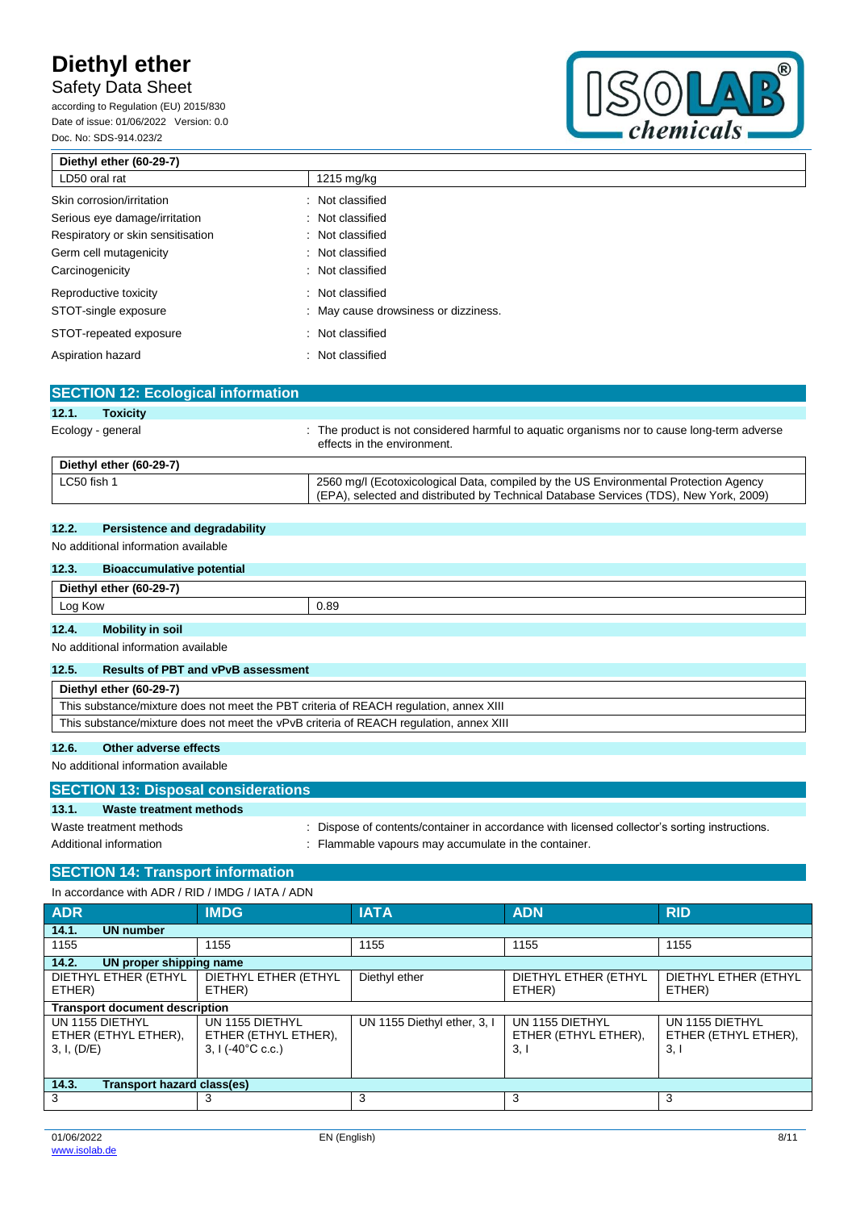| Diethyl ether (60-29-7) | |
|---|---|
| LD50 oral rat | 1215 mg/kg |

Skin corrosion/irritation : Not classified

Serious eye damage/irritation : Not classified

Respiratory or skin sensitisation : Not classified

Germ cell mutagenicity : Not classified

Carcinogenicity : Not classified

Reproductive toxicity : Not classified

STOT-single exposure : May cause drowsiness or dizziness.

STOT-repeated exposure : Not classified

Aspiration hazard : Not classified

## SECTION 12: Ecological information

### 12.1. Toxicity

Ecology - general : The product is not considered harmful to aquatic organisms nor to cause long-term adverse effects in the environment.

| Diethyl ether (60-29-7) | |
|---|---|
| LC50 fish 1 | 2560 mg/l (Ecotoxicological Data, compiled by the US Environmental Protection Agency (EPA), selected and distributed by Technical Database Services (TDS), New York, 2009) |

### 12.2. Persistence and degradability

No additional information available

### 12.3. Bioaccumulative potential

| Diethyl ether (60-29-7) | |
|---|---|
| Log Kow | 0.89 |

### 12.4. Mobility in soil

No additional information available

### 12.5. Results of PBT and vPvB assessment

| Diethyl ether (60-29-7) |
|---|
| This substance/mixture does not meet the PBT criteria of REACH regulation, annex XIII |
| This substance/mixture does not meet the vPvB criteria of REACH regulation, annex XIII |

### 12.6. Other adverse effects

No additional information available

## SECTION 13: Disposal considerations

### 13.1. Waste treatment methods

Waste treatment methods : Dispose of contents/container in accordance with licensed collector's sorting instructions.

Additional information : Flammable vapours may accumulate in the container.

## SECTION 14: Transport information

In accordance with ADR / RID / IMDG / IATA / ADN

| ADR | IMDG | IATA | ADN | RID |
|---|---|---|---|---|
| **14.1. UN number** | | | | |
| 1155 | 1155 | 1155 | 1155 | 1155 |
| **14.2. UN proper shipping name** | | | | |
| DIETHYL ETHER (ETHYL ETHER) | DIETHYL ETHER (ETHYL ETHER) | Diethyl ether | DIETHYL ETHER (ETHYL ETHER) | DIETHYL ETHER (ETHYL ETHER) |
| **Transport document description** | | | | |
| UN 1155 DIETHYL ETHER (ETHYL ETHER), 3, I, (D/E) | UN 1155 DIETHYL ETHER (ETHYL ETHER), 3, I (-40°C c.c.) | UN 1155 Diethyl ether, 3, I | UN 1155 DIETHYL ETHER (ETHYL ETHER), 3, I | UN 1155 DIETHYL ETHER (ETHYL ETHER), 3, I |
| **14.3. Transport hazard class(es)** | | | | |
| 3 | 3 | 3 | 3 | 3 |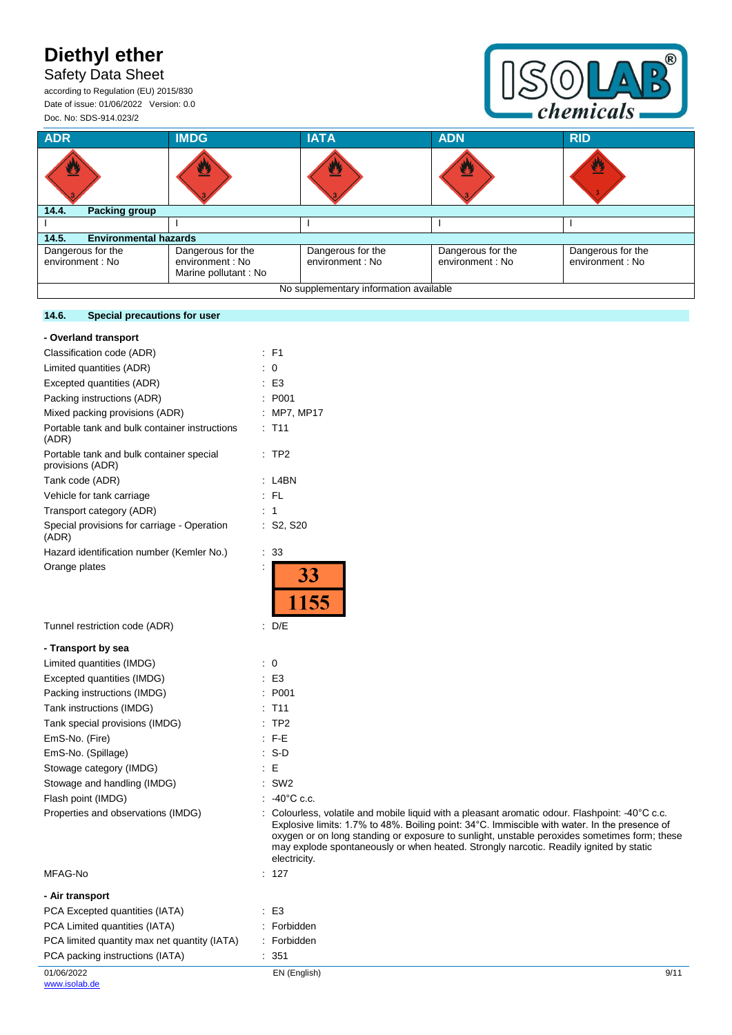| ADR | IMDG | IATA | ADN | RID |
|---|---|---|---|---|
| | | | | |
| **14.4. Packing group** | | | | |
| I | I | I | I | I |
| **14.5. Environmental hazards** | | | | |
| Dangerous for the environment : No | Dangerous for the environment : No<br>Marine pollutant : No | Dangerous for the environment : No | Dangerous for the environment : No | Dangerous for the environment : No |
| No supplementary information available | | | | |

### 14.6. Special precautions for user

**- Overland transport**

Classification code (ADR) : F1

Limited quantities (ADR) : 0

Excepted quantities (ADR) : E3

Packing instructions (ADR) : P001

Mixed packing provisions (ADR) : MP7, MP17

Portable tank and bulk container instructions (ADR) : T11

Portable tank and bulk container special provisions (ADR) : TP2

Tank code (ADR) : L4BN

Vehicle for tank carriage : FL

Transport category (ADR) : 1

Special provisions for carriage - Operation (ADR) : S2, S20

Hazard identification number (Kemler No.) : 33

Orange plates :

| 33 |
|---|
| 1155 |

Tunnel restriction code (ADR) : D/E

**- Transport by sea**

Limited quantities (IMDG) : 0

Excepted quantities (IMDG) : E3

Packing instructions (IMDG) : P001

Tank instructions (IMDG) : T11

Tank special provisions (IMDG) : TP2

EmS-No. (Fire) : F-E

EmS-No. (Spillage) : S-D

Stowage category (IMDG) : E

Stowage and handling (IMDG) : SW2

Flash point (IMDG) : -40°C c.c.

Properties and observations (IMDG) : Colourless, volatile and mobile liquid with a pleasant aromatic odour. Flashpoint: -40°C c.c. Explosive limits: 1.7% to 48%. Boiling point: 34°C. Immiscible with water. In the presence of oxygen or on long standing or exposure to sunlight, unstable peroxides sometimes form; these may explode spontaneously or when heated. Strongly narcotic. Readily ignited by static electricity.

MFAG-No : 127

**- Air transport**

PCA Excepted quantities (IATA) : E3

PCA Limited quantities (IATA) : Forbidden

PCA limited quantity max net quantity (IATA) : Forbidden

PCA packing instructions (IATA) : 351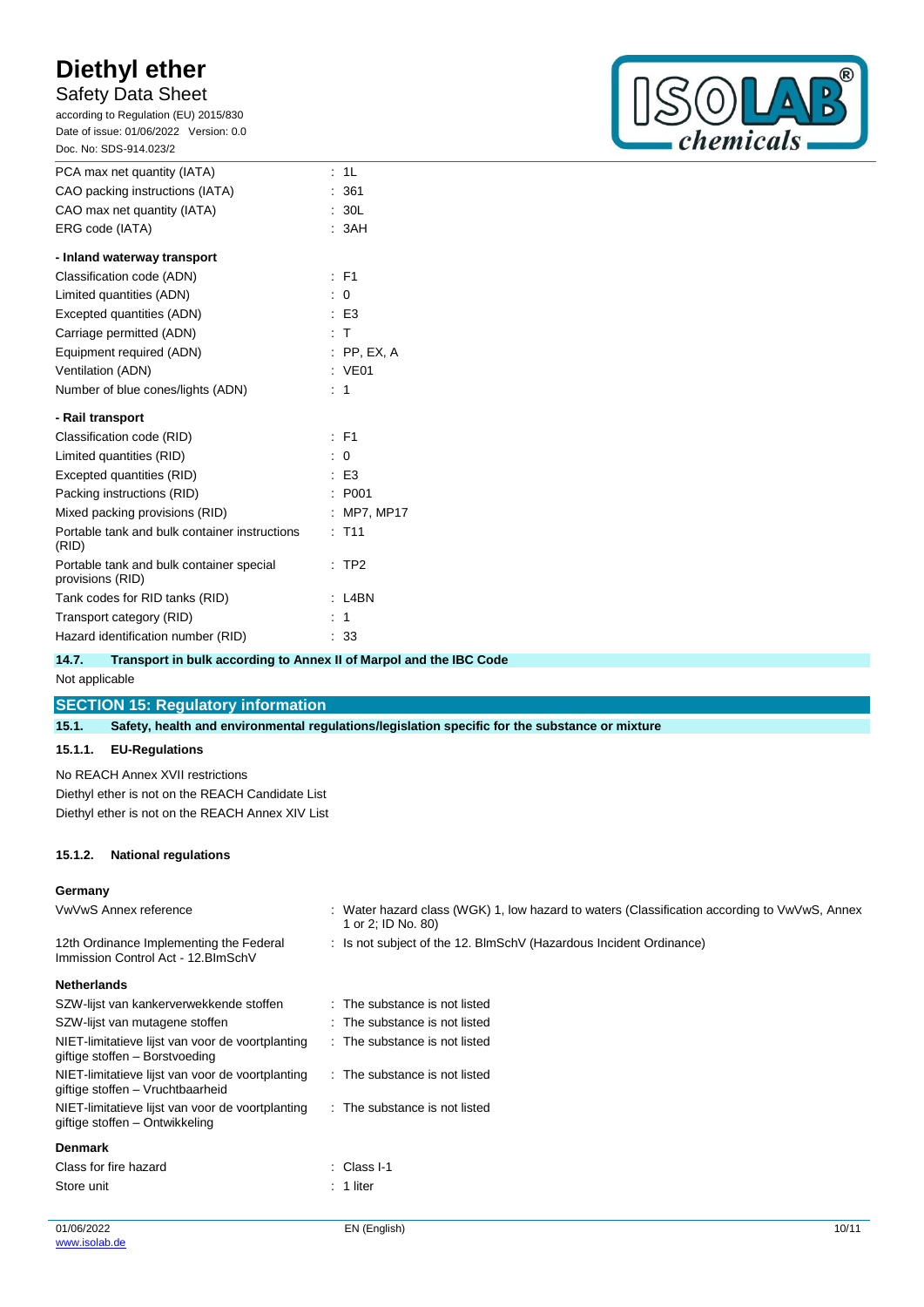| | |
|---|---|
| PCA max net quantity (IATA) | : 1L |
| CAO packing instructions (IATA) | : 361 |
| CAO max net quantity (IATA) | : 30L |
| ERG code (IATA) | : 3AH |

**- Inland waterway transport**

| | |
|---|---|
| Classification code (ADN) | : F1 |
| Limited quantities (ADN) | : 0 |
| Excepted quantities (ADN) | : E3 |
| Carriage permitted (ADN) | : T |
| Equipment required (ADN) | : PP, EX, A |
| Ventilation (ADN) | : VE01 |
| Number of blue cones/lights (ADN) | : 1 |

**- Rail transport**

| | |
|---|---|
| Classification code (RID) | : F1 |
| Limited quantities (RID) | : 0 |
| Excepted quantities (RID) | : E3 |
| Packing instructions (RID) | : P001 |
| Mixed packing provisions (RID) | : MP7, MP17 |
| Portable tank and bulk container instructions (RID) | : T11 |
| Portable tank and bulk container special provisions (RID) | : TP2 |
| Tank codes for RID tanks (RID) | : L4BN |
| Transport category (RID) | : 1 |
| Hazard identification number (RID) | : 33 |

### 14.7. Transport in bulk according to Annex II of Marpol and the IBC Code

Not applicable

## SECTION 15: Regulatory information

### 15.1. Safety, health and environmental regulations/legislation specific for the substance or mixture

#### 15.1.1. EU-Regulations

No REACH Annex XVII restrictions

Diethyl ether is not on the REACH Candidate List

Diethyl ether is not on the REACH Annex XIV List

#### 15.1.2. National regulations

**Germany**

| | |
|---|---|
| VwVwS Annex reference | : Water hazard class (WGK) 1, low hazard to waters (Classification according to VwVwS, Annex 1 or 2; ID No. 80) |
| 12th Ordinance Implementing the Federal Immission Control Act - 12.BImSchV | : Is not subject of the 12. BlmSchV (Hazardous Incident Ordinance) |

**Netherlands**

| | |
|---|---|
| SZW-lijst van kankerverwekkende stoffen | : The substance is not listed |
| SZW-lijst van mutagene stoffen | : The substance is not listed |
| NIET-limitatieve lijst van voor de voortplanting giftige stoffen – Borstvoeding | : The substance is not listed |
| NIET-limitatieve lijst van voor de voortplanting giftige stoffen – Vruchtbaarheid | : The substance is not listed |
| NIET-limitatieve lijst van voor de voortplanting giftige stoffen – Ontwikkeling | : The substance is not listed |

**Denmark**

| | |
|---|---|
| Class for fire hazard | : Class I-1 |
| Store unit | : 1 liter |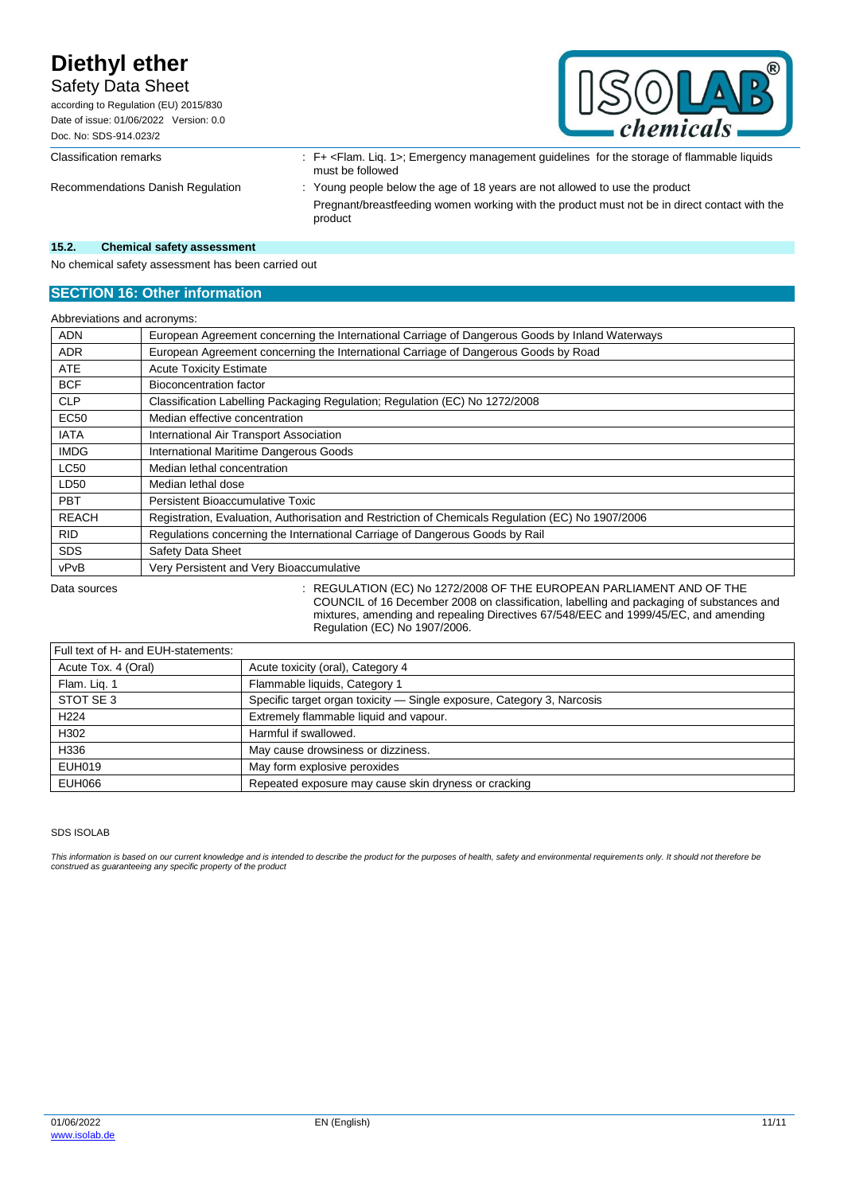Classification remarks : F+ <Flam. Liq. 1>; Emergency management guidelines for the storage of flammable liquids must be followed

Recommendations Danish Regulation : Young people below the age of 18 years are not allowed to use the product

Pregnant/breastfeeding women working with the product must not be in direct contact with the product

### 15.2. Chemical safety assessment

No chemical safety assessment has been carried out

## SECTION 16: Other information

Abbreviations and acronyms:

| | |
|---|---|
| ADN | European Agreement concerning the International Carriage of Dangerous Goods by Inland Waterways |
| ADR | European Agreement concerning the International Carriage of Dangerous Goods by Road |
| ATE | Acute Toxicity Estimate |
| BCF | Bioconcentration factor |
| CLP | Classification Labelling Packaging Regulation; Regulation (EC) No 1272/2008 |
| EC50 | Median effective concentration |
| IATA | International Air Transport Association |
| IMDG | International Maritime Dangerous Goods |
| LC50 | Median lethal concentration |
| LD50 | Median lethal dose |
| PBT | Persistent Bioaccumulative Toxic |
| REACH | Registration, Evaluation, Authorisation and Restriction of Chemicals Regulation (EC) No 1907/2006 |
| RID | Regulations concerning the International Carriage of Dangerous Goods by Rail |
| SDS | Safety Data Sheet |
| vPvB | Very Persistent and Very Bioaccumulative |

Data sources : REGULATION (EC) No 1272/2008 OF THE EUROPEAN PARLIAMENT AND OF THE COUNCIL of 16 December 2008 on classification, labelling and packaging of substances and mixtures, amending and repealing Directives 67/548/EEC and 1999/45/EC, and amending Regulation (EC) No 1907/2006.

| Full text of H- and EUH-statements: | |
|---|---|
| Acute Tox. 4 (Oral) | Acute toxicity (oral), Category 4 |
| Flam. Liq. 1 | Flammable liquids, Category 1 |
| STOT SE 3 | Specific target organ toxicity — Single exposure, Category 3, Narcosis |
| H224 | Extremely flammable liquid and vapour. |
| H302 | Harmful if swallowed. |
| H336 | May cause drowsiness or dizziness. |
| EUH019 | May form explosive peroxides |
| EUH066 | Repeated exposure may cause skin dryness or cracking |

SDS ISOLAB

*This information is based on our current knowledge and is intended to describe the product for the purposes of health, safety and environmental requirements only. It should not therefore be construed as guaranteeing any specific property of the product*